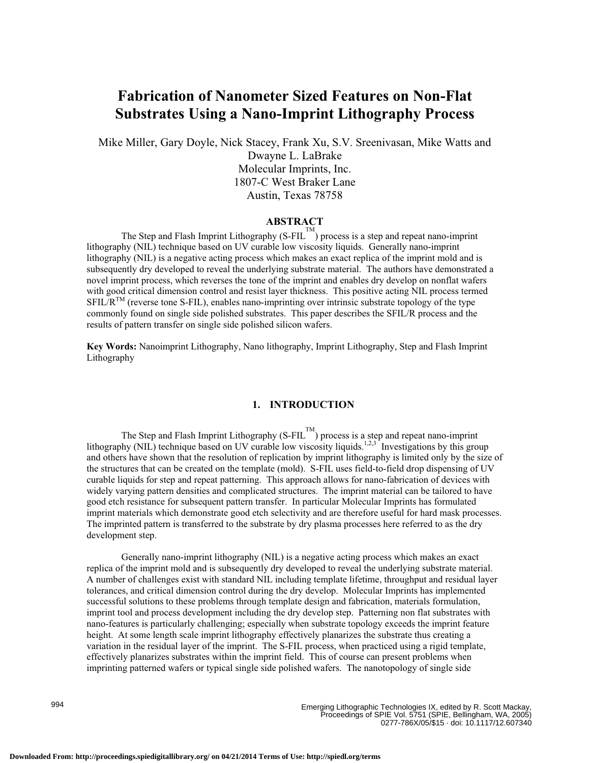# Fabrication of Nanometer Sized Features on Non-Flat Substrates Using a Nano-Imprint Lithography Process

Mike Miller, Gary Doyle, Nick Stacey, Frank Xu, S.V. Sreenivasan, Mike Watts and Dwayne L. LaBrake
Molecular Imprints, Inc.
1807-C West Braker Lane
Austin, Texas 78758

## ABSTRACT

The Step and Flash Imprint Lithography (S-FIL™) process is a step and repeat nano-imprint lithography (NIL) technique based on UV curable low viscosity liquids. Generally nano-imprint lithography (NIL) is a negative acting process which makes an exact replica of the imprint mold and is subsequently dry developed to reveal the underlying substrate material. The authors have demonstrated a novel imprint process, which reverses the tone of the imprint and enables dry develop on nonflat wafers with good critical dimension control and resist layer thickness. This positive acting NIL process termed SFIL/R™ (reverse tone S-FIL), enables nano-imprinting over intrinsic substrate topology of the type commonly found on single side polished substrates. This paper describes the SFIL/R process and the results of pattern transfer on single side polished silicon wafers.

**Key Words:** Nanoimprint Lithography, Nano lithography, Imprint Lithography, Step and Flash Imprint Lithography

## 1. INTRODUCTION

The Step and Flash Imprint Lithography (S-FIL™) process is a step and repeat nano-imprint lithography (NIL) technique based on UV curable low viscosity liquids.[1,2,3] Investigations by this group and others have shown that the resolution of replication by imprint lithography is limited only by the size of the structures that can be created on the template (mold). S-FIL uses field-to-field drop dispensing of UV curable liquids for step and repeat patterning. This approach allows for nano-fabrication of devices with widely varying pattern densities and complicated structures. The imprint material can be tailored to have good etch resistance for subsequent pattern transfer. In particular Molecular Imprints has formulated imprint materials which demonstrate good etch selectivity and are therefore useful for hard mask processes. The imprinted pattern is transferred to the substrate by dry plasma processes here referred to as the dry development step.

Generally nano-imprint lithography (NIL) is a negative acting process which makes an exact replica of the imprint mold and is subsequently dry developed to reveal the underlying substrate material. A number of challenges exist with standard NIL including template lifetime, throughput and residual layer tolerances, and critical dimension control during the dry develop. Molecular Imprints has implemented successful solutions to these problems through template design and fabrication, materials formulation, imprint tool and process development including the dry develop step. Patterning non flat substrates with nano-features is particularly challenging; especially when substrate topology exceeds the imprint feature height. At some length scale imprint lithography effectively planarizes the substrate thus creating a variation in the residual layer of the imprint. The S-FIL process, when practiced using a rigid template, effectively planarizes substrates within the imprint field. This of course can present problems when imprinting patterned wafers or typical single side polished wafers. The nanotopology of single side

Emerging Lithographic Technologies IX, edited by R. Scott Mackay, Proceedings of SPIE Vol. 5751 (SPIE, Bellingham, WA, 2005)
0277-786X/05/$15 · doi: 10.1117/12.607340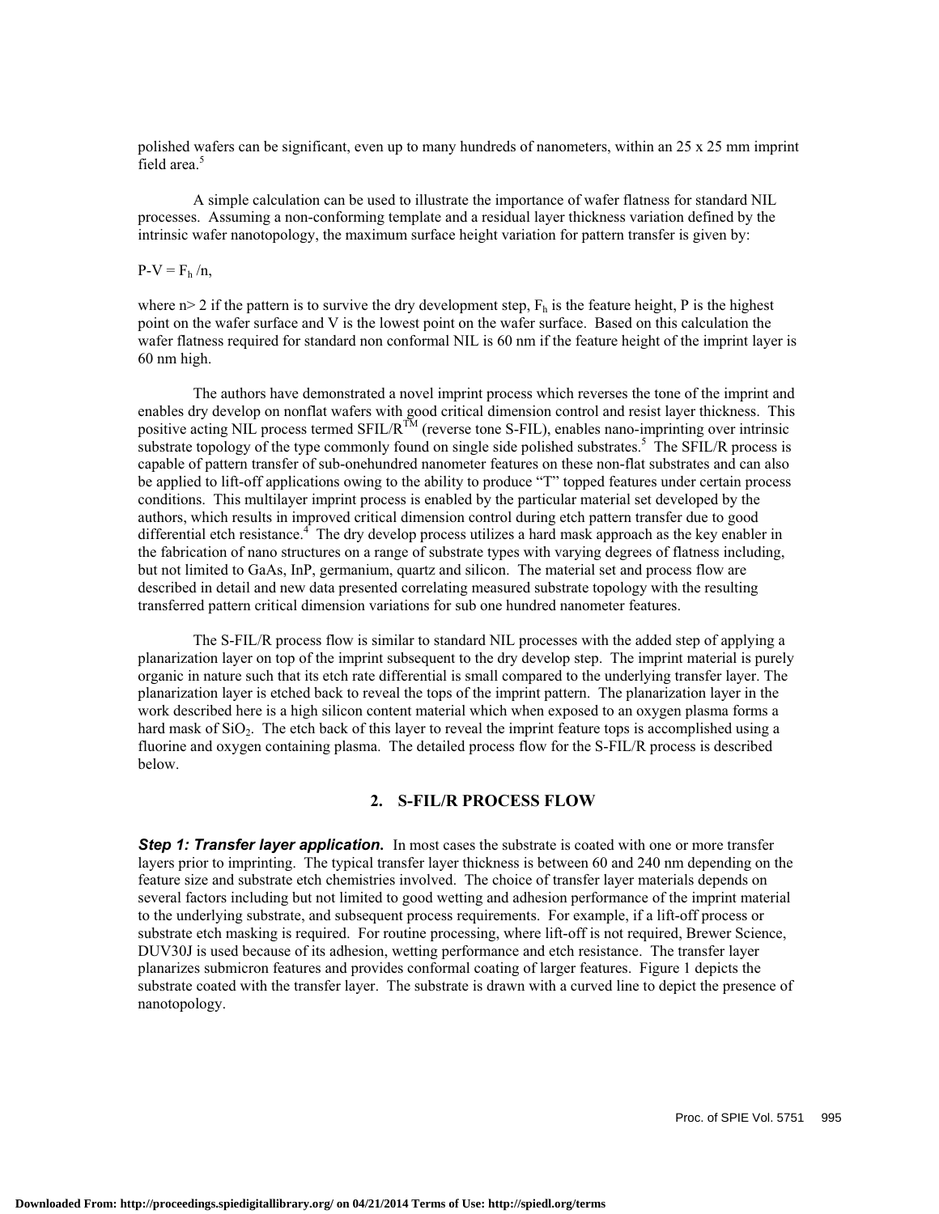polished wafers can be significant, even up to many hundreds of nanometers, within an 25 x 25 mm imprint field area.[5]

A simple calculation can be used to illustrate the importance of wafer flatness for standard NIL processes. Assuming a non-conforming template and a residual layer thickness variation defined by the intrinsic wafer nanotopology, the maximum surface height variation for pattern transfer is given by:

$$P\text{-}V = F_h / n,$$

where $n > 2$ if the pattern is to survive the dry development step, $F_h$ is the feature height, P is the highest point on the wafer surface and V is the lowest point on the wafer surface. Based on this calculation the wafer flatness required for standard non conformal NIL is 60 nm if the feature height of the imprint layer is 60 nm high.

The authors have demonstrated a novel imprint process which reverses the tone of the imprint and enables dry develop on nonflat wafers with good critical dimension control and resist layer thickness. This positive acting NIL process termed SFIL/R™ (reverse tone S-FIL), enables nano-imprinting over intrinsic substrate topology of the type commonly found on single side polished substrates.[5] The SFIL/R process is capable of pattern transfer of sub-onehundred nanometer features on these non-flat substrates and can also be applied to lift-off applications owing to the ability to produce "T" topped features under certain process conditions. This multilayer imprint process is enabled by the particular material set developed by the authors, which results in improved critical dimension control during etch pattern transfer due to good differential etch resistance.[4] The dry develop process utilizes a hard mask approach as the key enabler in the fabrication of nano structures on a range of substrate types with varying degrees of flatness including, but not limited to GaAs, InP, germanium, quartz and silicon. The material set and process flow are described in detail and new data presented correlating measured substrate topology with the resulting transferred pattern critical dimension variations for sub one hundred nanometer features.

The S-FIL/R process flow is similar to standard NIL processes with the added step of applying a planarization layer on top of the imprint subsequent to the dry develop step. The imprint material is purely organic in nature such that its etch rate differential is small compared to the underlying transfer layer. The planarization layer is etched back to reveal the tops of the imprint pattern. The planarization layer in the work described here is a high silicon content material which when exposed to an oxygen plasma forms a hard mask of $SiO_2$. The etch back of this layer to reveal the imprint feature tops is accomplished using a fluorine and oxygen containing plasma. The detailed process flow for the S-FIL/R process is described below.

## 2. S-FIL/R PROCESS FLOW

***Step 1: Transfer layer application.*** In most cases the substrate is coated with one or more transfer layers prior to imprinting. The typical transfer layer thickness is between 60 and 240 nm depending on the feature size and substrate etch chemistries involved. The choice of transfer layer materials depends on several factors including but not limited to good wetting and adhesion performance of the imprint material to the underlying substrate, and subsequent process requirements. For example, if a lift-off process or substrate etch masking is required. For routine processing, where lift-off is not required, Brewer Science, DUV30J is used because of its adhesion, wetting performance and etch resistance. The transfer layer planarizes submicron features and provides conformal coating of larger features. Figure 1 depicts the substrate coated with the transfer layer. The substrate is drawn with a curved line to depict the presence of nanotopology.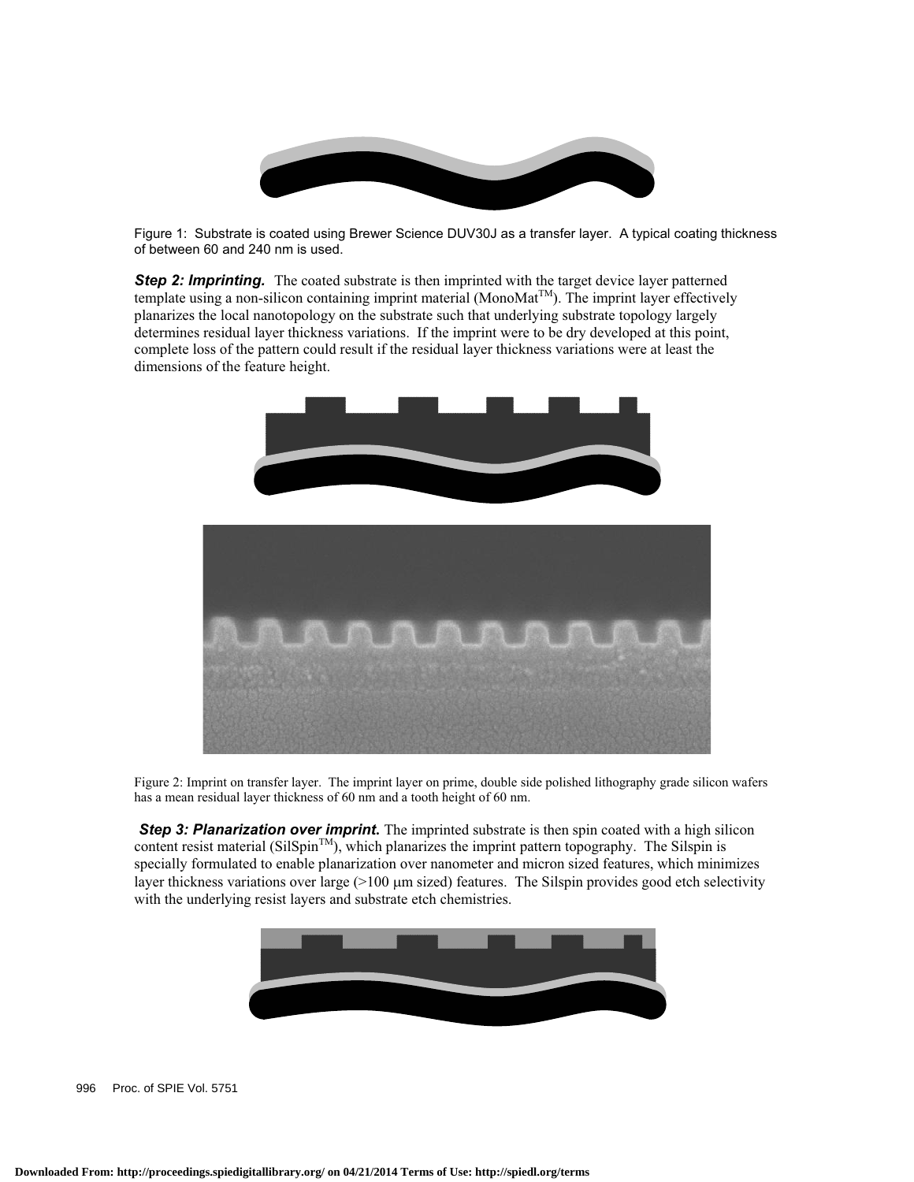Figure 1: Substrate is coated using Brewer Science DUV30J as a transfer layer. A typical coating thickness of between 60 and 240 nm is used.

***Step 2: Imprinting.*** The coated substrate is then imprinted with the target device layer patterned template using a non-silicon containing imprint material (MonoMat™). The imprint layer effectively planarizes the local nanotopology on the substrate such that underlying substrate topology largely determines residual layer thickness variations. If the imprint were to be dry developed at this point, complete loss of the pattern could result if the residual layer thickness variations were at least the dimensions of the feature height.

Figure 2: Imprint on transfer layer. The imprint layer on prime, double side polished lithography grade silicon wafers has a mean residual layer thickness of 60 nm and a tooth height of 60 nm.

***Step 3: Planarization over imprint.*** The imprinted substrate is then spin coated with a high silicon content resist material (SilSpin™), which planarizes the imprint pattern topography. The Silspin is specially formulated to enable planarization over nanometer and micron sized features, which minimizes layer thickness variations over large (>100 µm sized) features. The Silspin provides good etch selectivity with the underlying resist layers and substrate etch chemistries.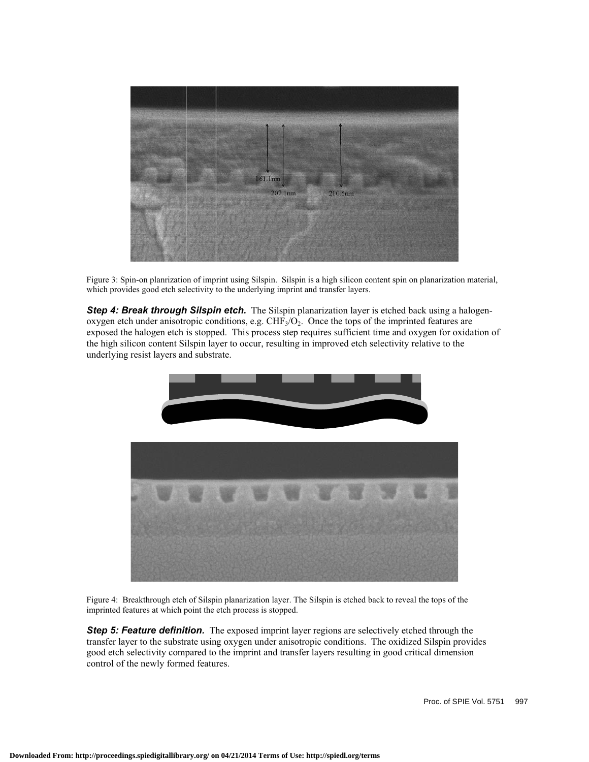Figure 3: Spin-on planrization of imprint using Silspin. Silspin is a high silicon content spin on planarization material, which provides good etch selectivity to the underlying imprint and transfer layers.

***Step 4: Break through Silspin etch.*** The Silspin planarization layer is etched back using a halogen-oxygen etch under anisotropic conditions, e.g. $CHF_3/O_2$. Once the tops of the imprinted features are exposed the halogen etch is stopped. This process step requires sufficient time and oxygen for oxidation of the high silicon content Silspin layer to occur, resulting in improved etch selectivity relative to the underlying resist layers and substrate.

Figure 4: Breakthrough etch of Silspin planarization layer. The Silspin is etched back to reveal the tops of the imprinted features at which point the etch process is stopped.

***Step 5: Feature definition.*** The exposed imprint layer regions are selectively etched through the transfer layer to the substrate using oxygen under anisotropic conditions. The oxidized Silspin provides good etch selectivity compared to the imprint and transfer layers resulting in good critical dimension control of the newly formed features.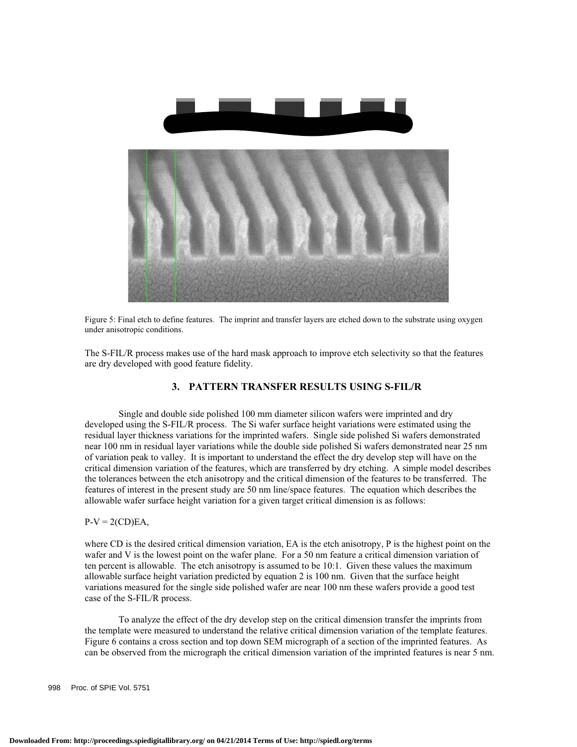Figure 5: Final etch to define features. The imprint and transfer layers are etched down to the substrate using oxygen under anisotropic conditions.

The S-FIL/R process makes use of the hard mask approach to improve etch selectivity so that the features are dry developed with good feature fidelity.

## 3. PATTERN TRANSFER RESULTS USING S-FIL/R

Single and double side polished 100 mm diameter silicon wafers were imprinted and dry developed using the S-FIL/R process. The Si wafer surface height variations were estimated using the residual layer thickness variations for the imprinted wafers. Single side polished Si wafers demonstrated near 100 nm in residual layer variations while the double side polished Si wafers demonstrated near 25 nm of variation peak to valley. It is important to understand the effect the dry develop step will have on the critical dimension variation of the features, which are transferred by dry etching. A simple model describes the tolerances between the etch anisotropy and the critical dimension of the features to be transferred. The features of interest in the present study are 50 nm line/space features. The equation which describes the allowable wafer surface height variation for a given target critical dimension is as follows:

$$P\text{-}V = 2(CD)EA,$$

where CD is the desired critical dimension variation, EA is the etch anisotropy, P is the highest point on the wafer and V is the lowest point on the wafer plane. For a 50 nm feature a critical dimension variation of ten percent is allowable. The etch anisotropy is assumed to be 10:1. Given these values the maximum allowable surface height variation predicted by equation 2 is 100 nm. Given that the surface height variations measured for the single side polished wafer are near 100 nm these wafers provide a good test case of the S-FIL/R process.

To analyze the effect of the dry develop step on the critical dimension transfer the imprints from the template were measured to understand the relative critical dimension variation of the template features. Figure 6 contains a cross section and top down SEM micrograph of a section of the imprinted features. As can be observed from the micrograph the critical dimension variation of the imprinted features is near 5 nm.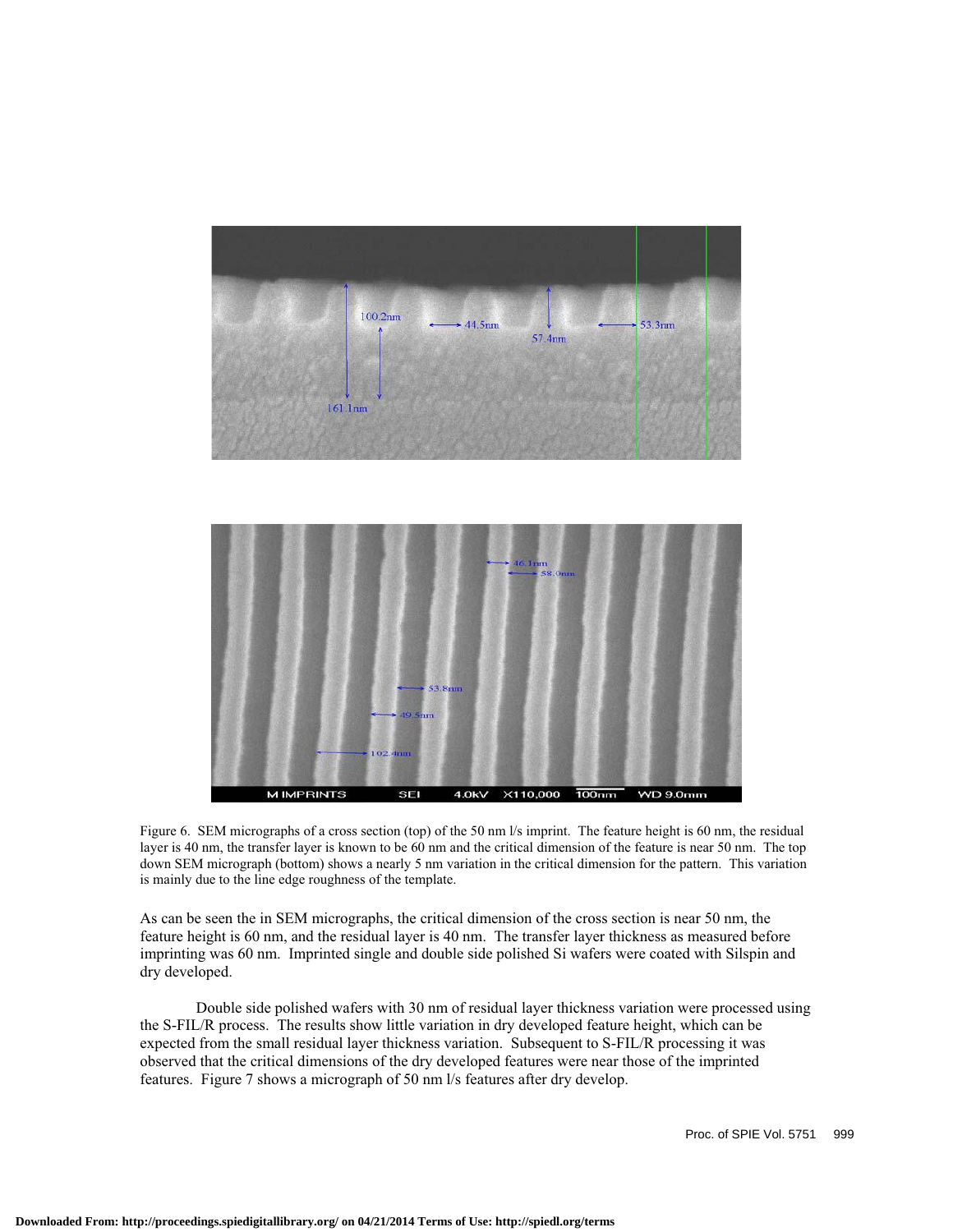Figure 6. SEM micrographs of a cross section (top) of the 50 nm l/s imprint. The feature height is 60 nm, the residual layer is 40 nm, the transfer layer is known to be 60 nm and the critical dimension of the feature is near 50 nm. The top down SEM micrograph (bottom) shows a nearly 5 nm variation in the critical dimension for the pattern. This variation is mainly due to the line edge roughness of the template.

As can be seen the in SEM micrographs, the critical dimension of the cross section is near 50 nm, the feature height is 60 nm, and the residual layer is 40 nm. The transfer layer thickness as measured before imprinting was 60 nm. Imprinted single and double side polished Si wafers were coated with Silspin and dry developed.

Double side polished wafers with 30 nm of residual layer thickness variation were processed using the S-FIL/R process. The results show little variation in dry developed feature height, which can be expected from the small residual layer thickness variation. Subsequent to S-FIL/R processing it was observed that the critical dimensions of the dry developed features were near those of the imprinted features. Figure 7 shows a micrograph of 50 nm l/s features after dry develop.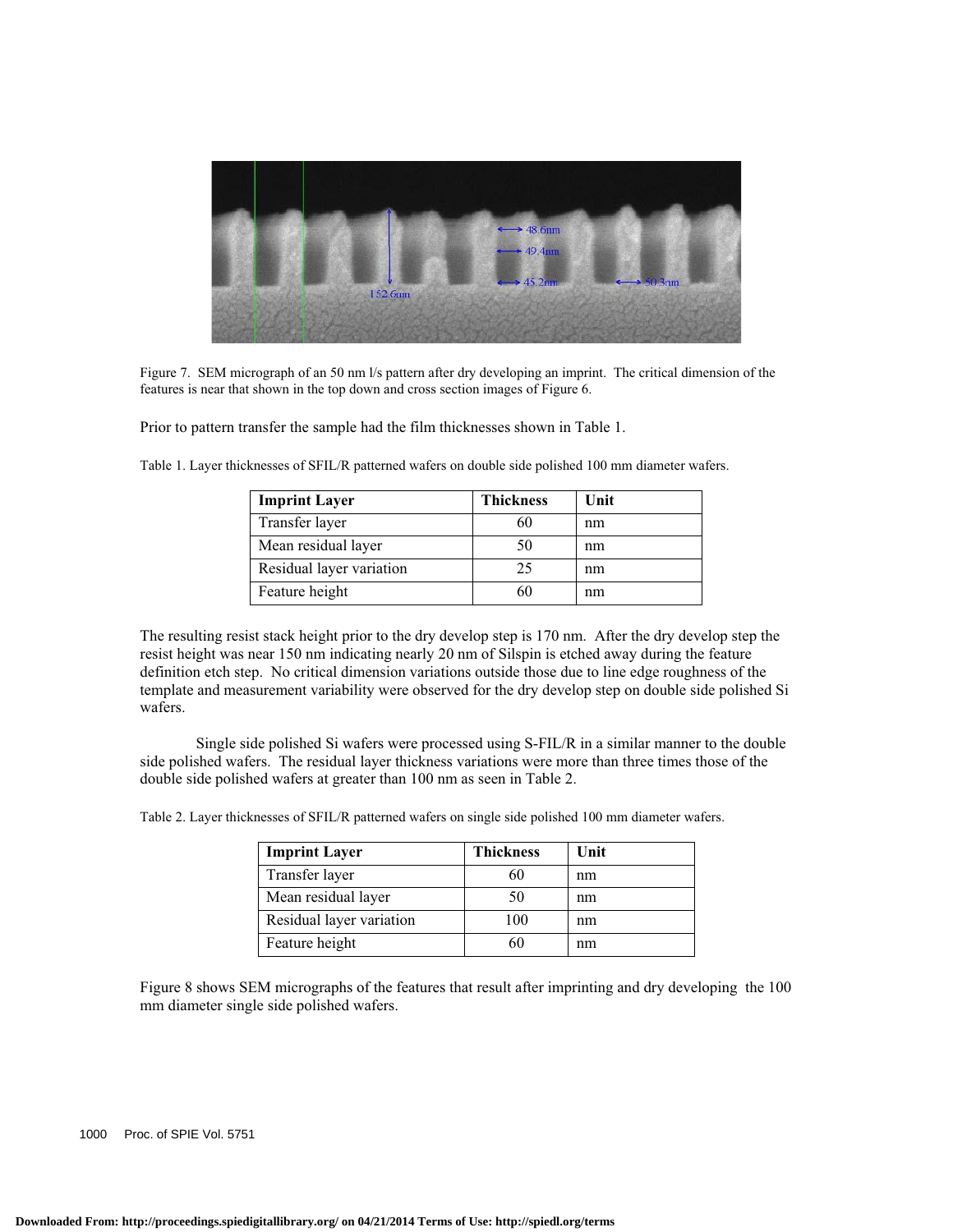Figure 7. SEM micrograph of an 50 nm l/s pattern after dry developing an imprint. The critical dimension of the features is near that shown in the top down and cross section images of Figure 6.

Prior to pattern transfer the sample had the film thicknesses shown in Table 1.

Table 1. Layer thicknesses of SFIL/R patterned wafers on double side polished 100 mm diameter wafers.

| Imprint Layer | Thickness | Unit |
|---|---|---|
| Transfer layer | 60 | nm |
| Mean residual layer | 50 | nm |
| Residual layer variation | 25 | nm |
| Feature height | 60 | nm |

The resulting resist stack height prior to the dry develop step is 170 nm. After the dry develop step the resist height was near 150 nm indicating nearly 20 nm of Silspin is etched away during the feature definition etch step. No critical dimension variations outside those due to line edge roughness of the template and measurement variability were observed for the dry develop step on double side polished Si wafers.

Single side polished Si wafers were processed using S-FIL/R in a similar manner to the double side polished wafers. The residual layer thickness variations were more than three times those of the double side polished wafers at greater than 100 nm as seen in Table 2.

Table 2. Layer thicknesses of SFIL/R patterned wafers on single side polished 100 mm diameter wafers.

| Imprint Layer | Thickness | Unit |
|---|---|---|
| Transfer layer | 60 | nm |
| Mean residual layer | 50 | nm |
| Residual layer variation | 100 | nm |
| Feature height | 60 | nm |

Figure 8 shows SEM micrographs of the features that result after imprinting and dry developing the 100 mm diameter single side polished wafers.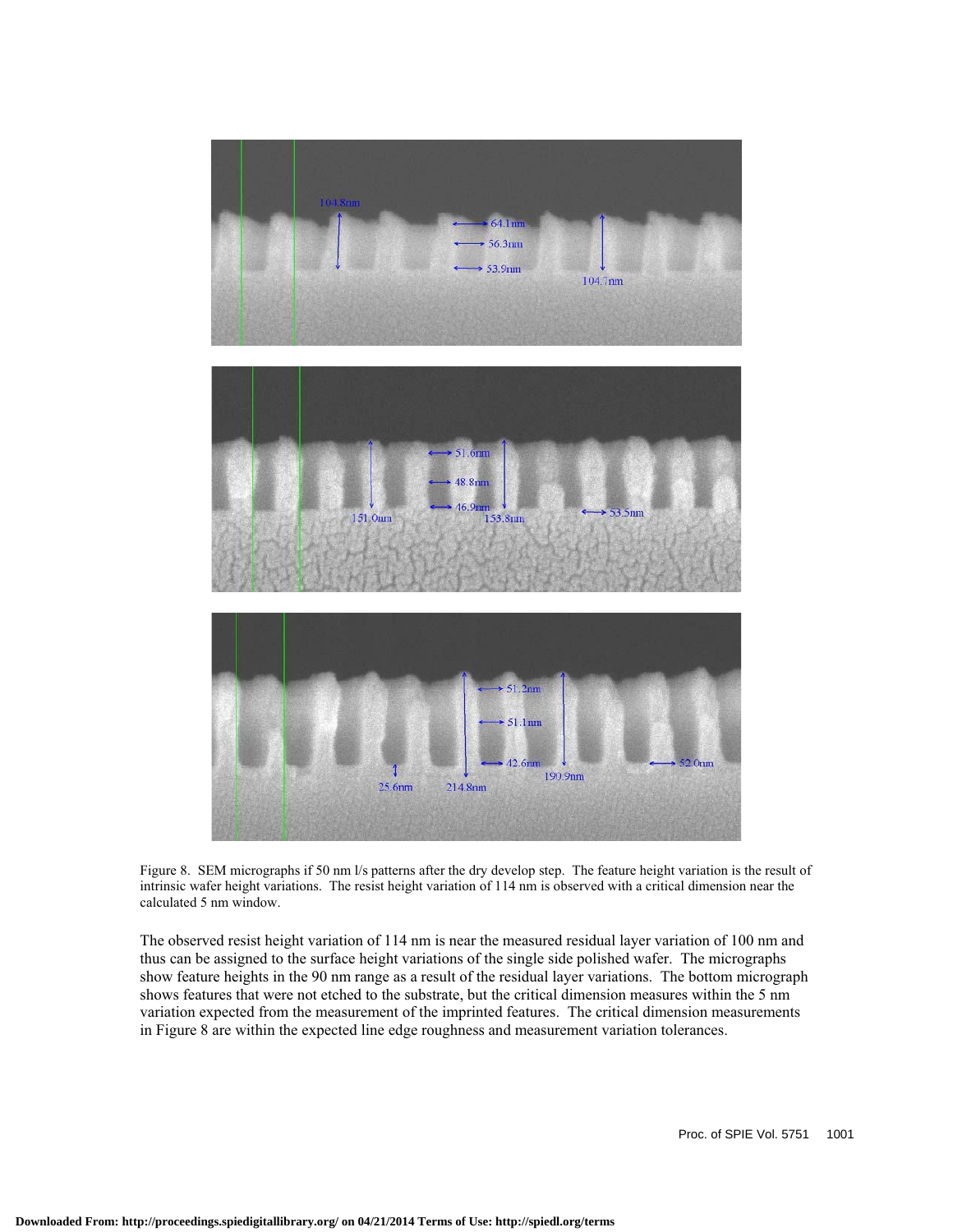Figure 8. SEM micrographs if 50 nm l/s patterns after the dry develop step. The feature height variation is the result of intrinsic wafer height variations. The resist height variation of 114 nm is observed with a critical dimension near the calculated 5 nm window.

The observed resist height variation of 114 nm is near the measured residual layer variation of 100 nm and thus can be assigned to the surface height variations of the single side polished wafer. The micrographs show feature heights in the 90 nm range as a result of the residual layer variations. The bottom micrograph shows features that were not etched to the substrate, but the critical dimension measures within the 5 nm variation expected from the measurement of the imprinted features. The critical dimension measurements in Figure 8 are within the expected line edge roughness and measurement variation tolerances.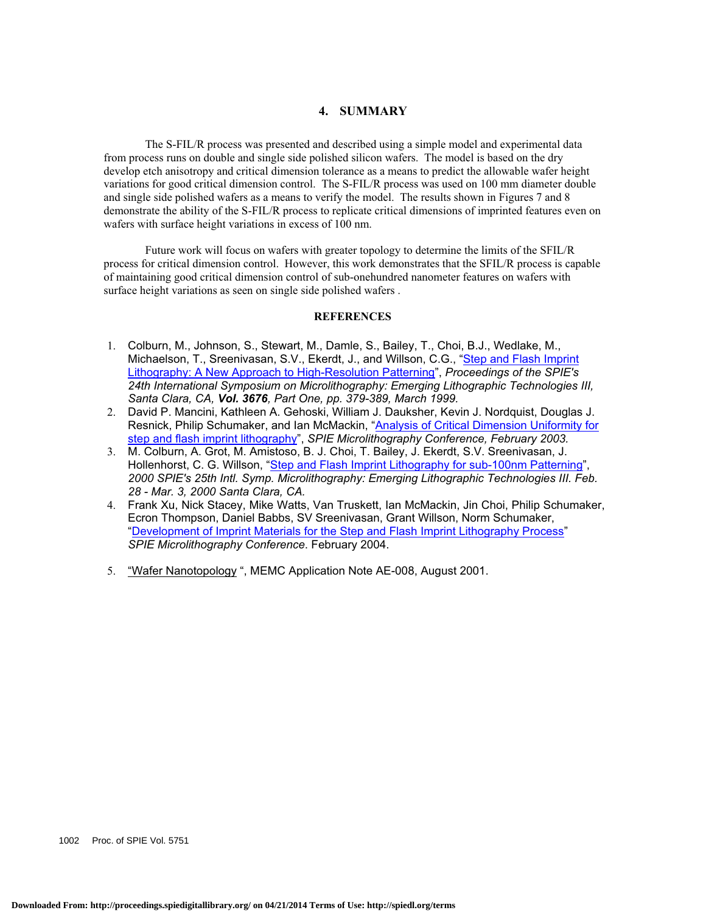## 4. SUMMARY

The S-FIL/R process was presented and described using a simple model and experimental data from process runs on double and single side polished silicon wafers. The model is based on the dry develop etch anisotropy and critical dimension tolerance as a means to predict the allowable wafer height variations for good critical dimension control. The S-FIL/R process was used on 100 mm diameter double and single side polished wafers as a means to verify the model. The results shown in Figures 7 and 8 demonstrate the ability of the S-FIL/R process to replicate critical dimensions of imprinted features even on wafers with surface height variations in excess of 100 nm.

Future work will focus on wafers with greater topology to determine the limits of the SFIL/R process for critical dimension control. However, this work demonstrates that the SFIL/R process is capable of maintaining good critical dimension control of sub-onehundred nanometer features on wafers with surface height variations as seen on single side polished wafers .

## REFERENCES

1. Colburn, M., Johnson, S., Stewart, M., Damle, S., Bailey, T., Choi, B.J., Wedlake, M., Michaelson, T., Sreenivasan, S.V., Ekerdt, J., and Willson, C.G., "Step and Flash Imprint Lithography: A New Approach to High-Resolution Patterning", *Proceedings of the SPIE's 24th International Symposium on Microlithography: Emerging Lithographic Technologies III, Santa Clara, CA, **Vol. 3676**, Part One, pp. 379-389, March 1999.*
2. David P. Mancini, Kathleen A. Gehoski, William J. Dauksher, Kevin J. Nordquist, Douglas J. Resnick, Philip Schumaker, and Ian McMackin, "Analysis of Critical Dimension Uniformity for step and flash imprint lithography", *SPIE Microlithography Conference, February 2003.*
3. M. Colburn, A. Grot, M. Amistoso, B. J. Choi, T. Bailey, J. Ekerdt, S.V. Sreenivasan, J. Hollenhorst, C. G. Willson, "Step and Flash Imprint Lithography for sub-100nm Patterning", *2000 SPIE's 25th Intl. Symp. Microlithography: Emerging Lithographic Technologies III. Feb. 28 - Mar. 3, 2000 Santa Clara, CA.*
4. Frank Xu, Nick Stacey, Mike Watts, Van Truskett, Ian McMackin, Jin Choi, Philip Schumaker, Ecron Thompson, Daniel Babbs, SV Sreenivasan, Grant Willson, Norm Schumaker, "Development of Imprint Materials for the Step and Flash Imprint Lithography Process" *SPIE Microlithography Conference*. February 2004.
5. "Wafer Nanotopology ", MEMC Application Note AE-008, August 2001.